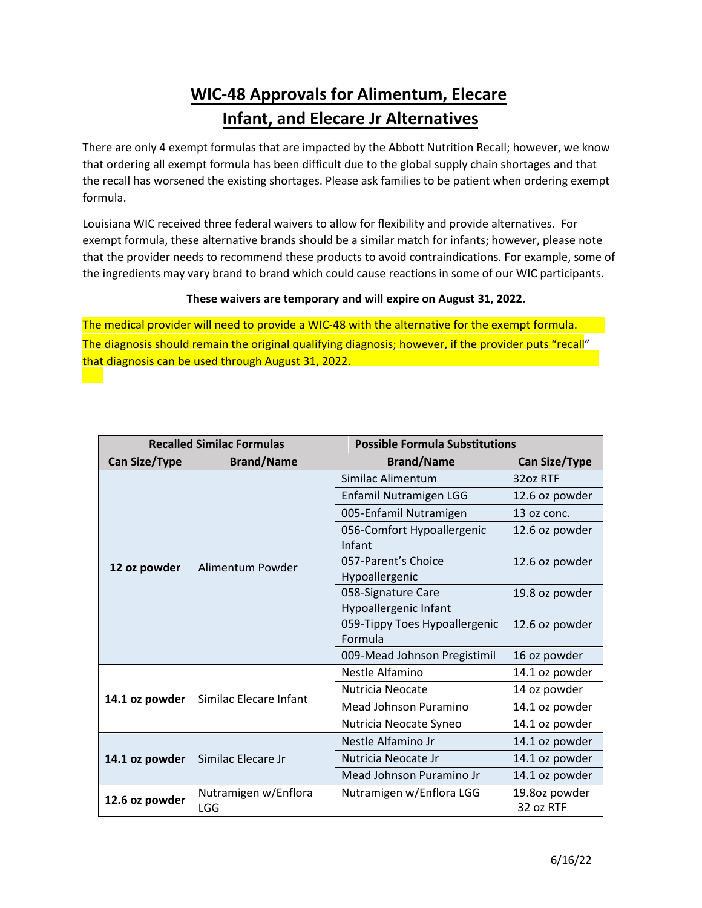# WIC-48 Approvals for Alimentum, Elecare Infant, and Elecare Jr Alternatives

There are only 4 exempt formulas that are impacted by the Abbott Nutrition Recall; however, we know that ordering all exempt formula has been difficult due to the global supply chain shortages and that the recall has worsened the existing shortages. Please ask families to be patient when ordering exempt formula.

Louisiana WIC received three federal waivers to allow for flexibility and provide alternatives. For exempt formula, these alternative brands should be a similar match for infants; however, please note that the provider needs to recommend these products to avoid contraindications. For example, some of the ingredients may vary brand to brand which could cause reactions in some of our WIC participants.

**These waivers are temporary and will expire on August 31, 2022.**

The medical provider will need to provide a WIC-48 with the alternative for the exempt formula. The diagnosis should remain the original qualifying diagnosis; however, if the provider puts "recall" that diagnosis can be used through August 31, 2022.

| Recalled Similac Formulas | | Possible Formula Substitutions | |
|---|---|---|---|
| **Can Size/Type** | **Brand/Name** | **Brand/Name** | **Can Size/Type** |
| **12 oz powder** | Alimentum Powder | Similac Alimentum | 32oz RTF |
| | | Enfamil Nutramigen LGG | 12.6 oz powder |
| | | 005-Enfamil Nutramigen | 13 oz conc. |
| | | 056-Comfort Hypoallergenic Infant | 12.6 oz powder |
| | | 057-Parent's Choice Hypoallergenic | 12.6 oz powder |
| | | 058-Signature Care Hypoallergenic Infant | 19.8 oz powder |
| | | 059-Tippy Toes Hypoallergenic Formula | 12.6 oz powder |
| | | 009-Mead Johnson Pregistimil | 16 oz powder |
| **14.1 oz powder** | Similac Elecare Infant | Nestle Alfamino | 14.1 oz powder |
| | | Nutricia Neocate | 14 oz powder |
| | | Mead Johnson Puramino | 14.1 oz powder |
| | | Nutricia Neocate Syneo | 14.1 oz powder |
| **14.1 oz powder** | Similac Elecare Jr | Nestle Alfamino Jr | 14.1 oz powder |
| | | Nutricia Neocate Jr | 14.1 oz powder |
| | | Mead Johnson Puramino Jr | 14.1 oz powder |
| **12.6 oz powder** | Nutramigen w/Enflora LGG | Nutramigen w/Enflora LGG | 19.8oz powder<br>32 oz RTF |

6/16/22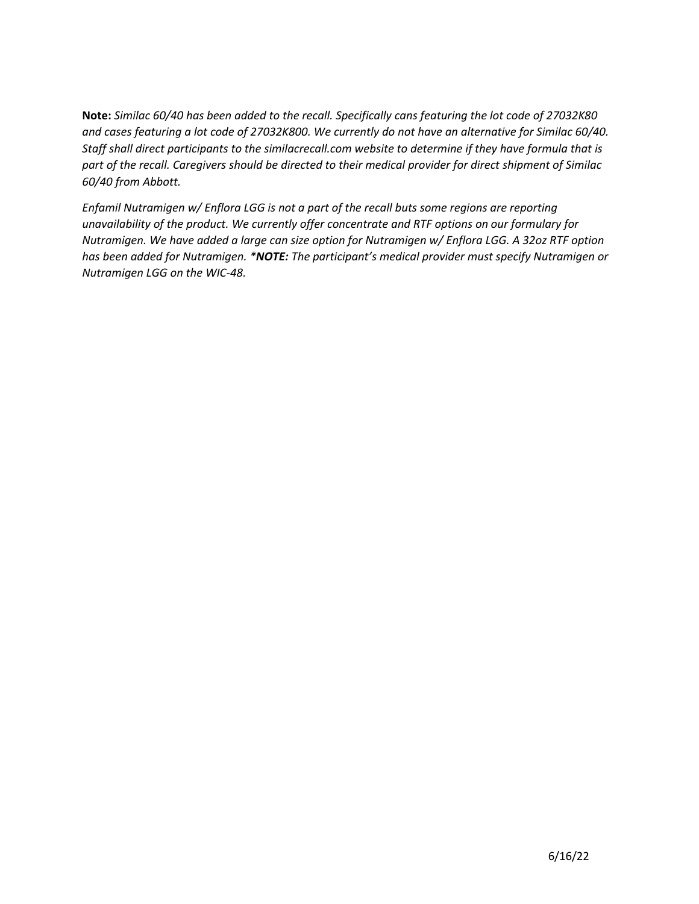**Note:** *Similac 60/40 has been added to the recall. Specifically cans featuring the lot code of 27032K80 and cases featuring a lot code of 27032K800. We currently do not have an alternative for Similac 60/40. Staff shall direct participants to the similacrecall.com website to determine if they have formula that is part of the recall. Caregivers should be directed to their medical provider for direct shipment of Similac 60/40 from Abbott.*

*Enfamil Nutramigen w/ Enflora LGG is not a part of the recall buts some regions are reporting unavailability of the product. We currently offer concentrate and RTF options on our formulary for Nutramigen. We have added a large can size option for Nutramigen w/ Enflora LGG. A 32oz RTF option has been added for Nutramigen. \****NOTE:*** *The participant's medical provider must specify Nutramigen or Nutramigen LGG on the WIC-48.*

6/16/22